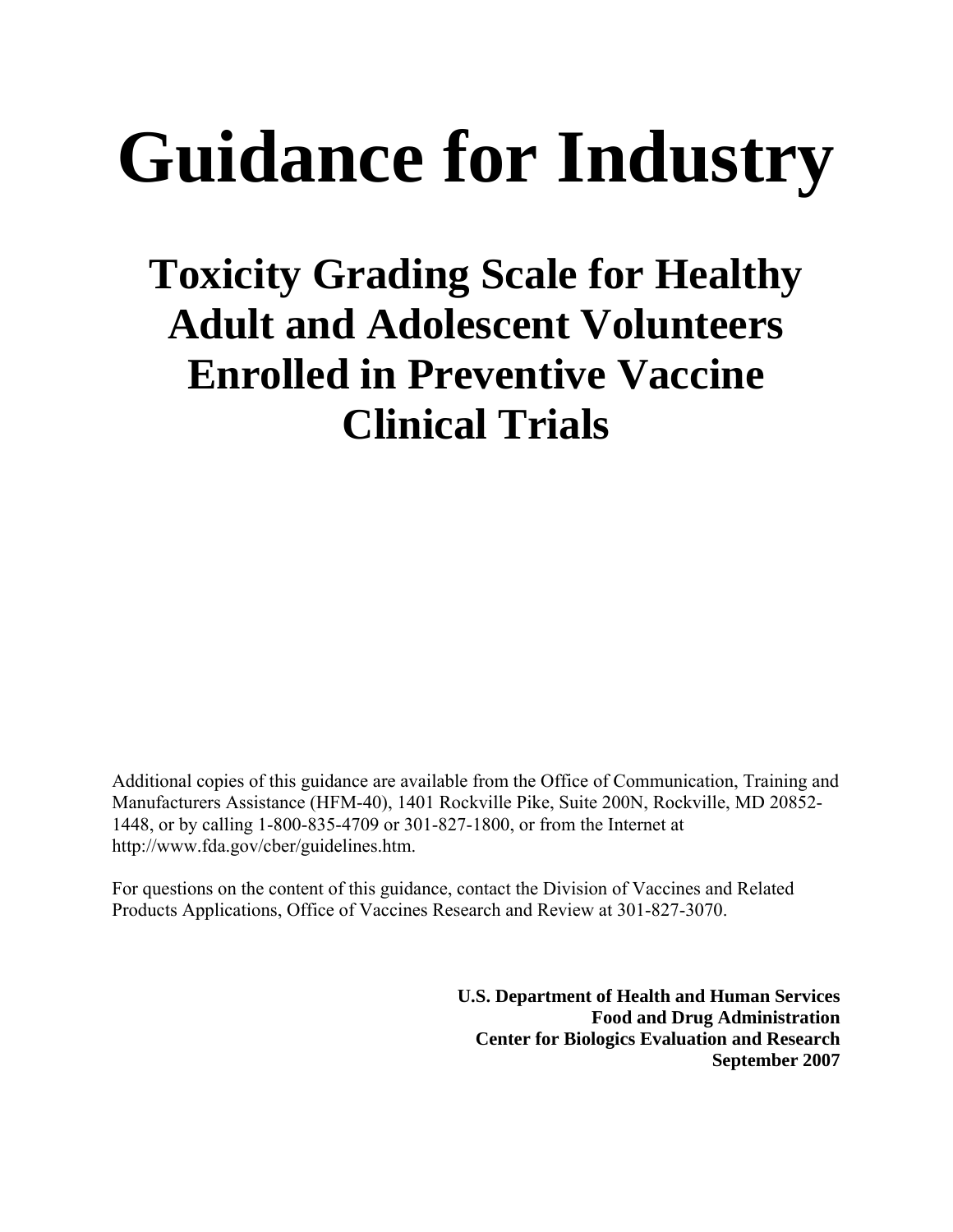# Guidance for Industry

## Toxicity Grading Scale for Healthy Adult and Adolescent Volunteers Enrolled in Preventive Vaccine Clinical Trials

Additional copies of this guidance are available from the Office of Communication, Training and Manufacturers Assistance (HFM-40), 1401 Rockville Pike, Suite 200N, Rockville, MD 20852-1448, or by calling 1-800-835-4709 or 301-827-1800, or from the Internet at http://www.fda.gov/cber/guidelines.htm.

For questions on the content of this guidance, contact the Division of Vaccines and Related Products Applications, Office of Vaccines Research and Review at 301-827-3070.

**U.S. Department of Health and Human Services**
**Food and Drug Administration**
**Center for Biologics Evaluation and Research**
**September 2007**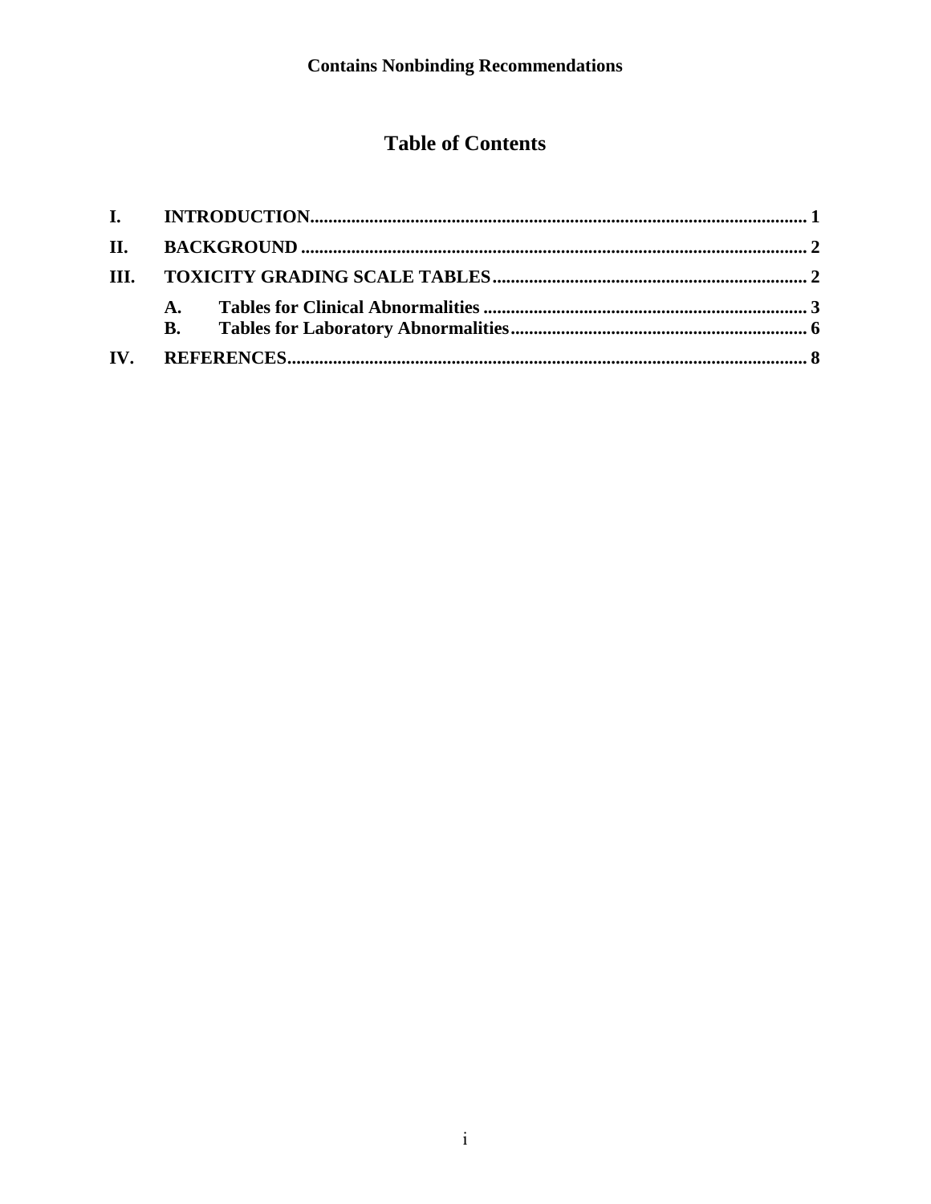# Table of Contents

| | | |
|---|---|---|
| **I.** | **INTRODUCTION** | **1** |
| **II.** | **BACKGROUND** | **2** |
| **III.** | **TOXICITY GRADING SCALE TABLES** | **2** |
| | **A. Tables for Clinical Abnormalities** | **3** |
| | **B. Tables for Laboratory Abnormalities** | **6** |
| **IV.** | **REFERENCES** | **8** |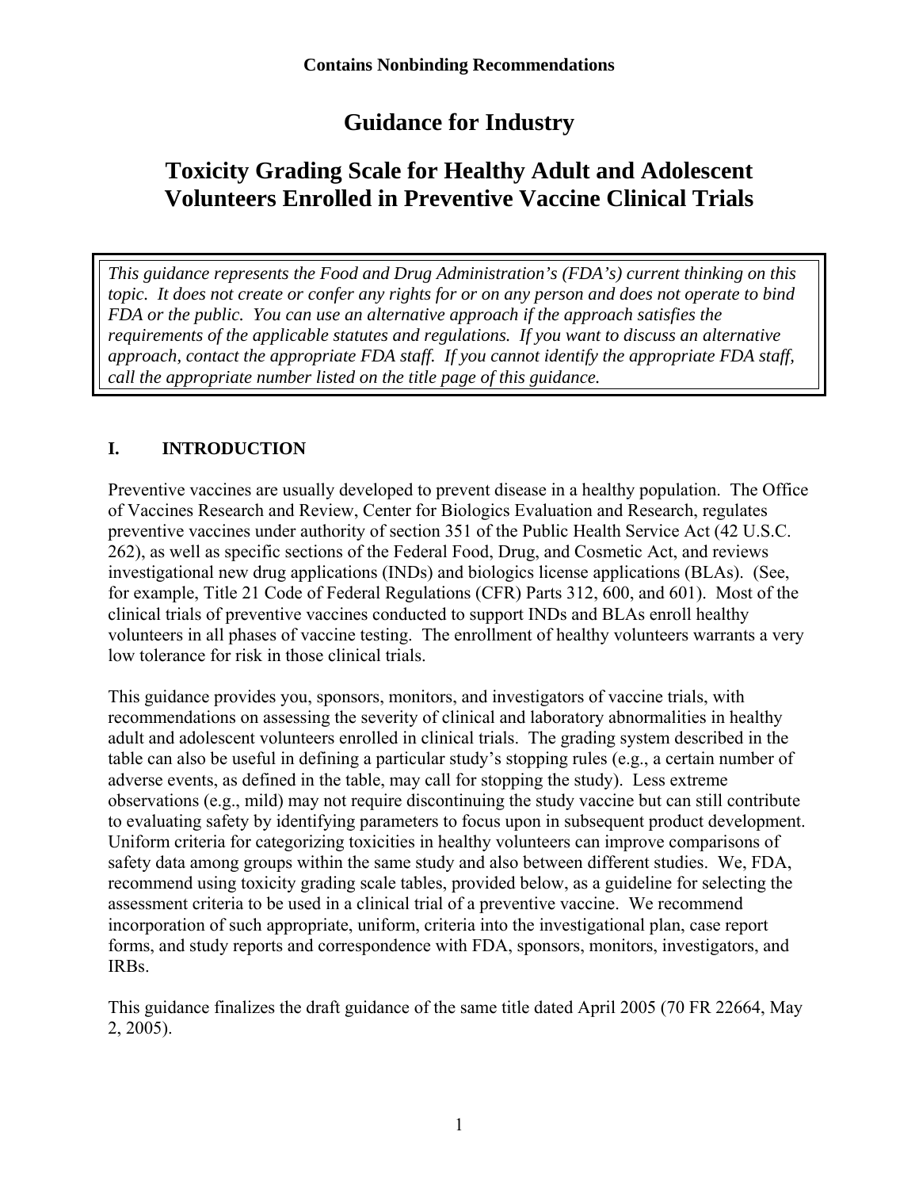**Contains Nonbinding Recommendations**

# Guidance for Industry

# Toxicity Grading Scale for Healthy Adult and Adolescent Volunteers Enrolled in Preventive Vaccine Clinical Trials

*This guidance represents the Food and Drug Administration's (FDA's) current thinking on this topic. It does not create or confer any rights for or on any person and does not operate to bind FDA or the public. You can use an alternative approach if the approach satisfies the requirements of the applicable statutes and regulations. If you want to discuss an alternative approach, contact the appropriate FDA staff. If you cannot identify the appropriate FDA staff, call the appropriate number listed on the title page of this guidance.*

## I. INTRODUCTION

Preventive vaccines are usually developed to prevent disease in a healthy population. The Office of Vaccines Research and Review, Center for Biologics Evaluation and Research, regulates preventive vaccines under authority of section 351 of the Public Health Service Act (42 U.S.C. 262), as well as specific sections of the Federal Food, Drug, and Cosmetic Act, and reviews investigational new drug applications (INDs) and biologics license applications (BLAs). (See, for example, Title 21 Code of Federal Regulations (CFR) Parts 312, 600, and 601). Most of the clinical trials of preventive vaccines conducted to support INDs and BLAs enroll healthy volunteers in all phases of vaccine testing. The enrollment of healthy volunteers warrants a very low tolerance for risk in those clinical trials.

This guidance provides you, sponsors, monitors, and investigators of vaccine trials, with recommendations on assessing the severity of clinical and laboratory abnormalities in healthy adult and adolescent volunteers enrolled in clinical trials. The grading system described in the table can also be useful in defining a particular study's stopping rules (e.g., a certain number of adverse events, as defined in the table, may call for stopping the study). Less extreme observations (e.g., mild) may not require discontinuing the study vaccine but can still contribute to evaluating safety by identifying parameters to focus upon in subsequent product development. Uniform criteria for categorizing toxicities in healthy volunteers can improve comparisons of safety data among groups within the same study and also between different studies. We, FDA, recommend using toxicity grading scale tables, provided below, as a guideline for selecting the assessment criteria to be used in a clinical trial of a preventive vaccine. We recommend incorporation of such appropriate, uniform, criteria into the investigational plan, case report forms, and study reports and correspondence with FDA, sponsors, monitors, investigators, and IRBs.

This guidance finalizes the draft guidance of the same title dated April 2005 (70 FR 22664, May 2, 2005).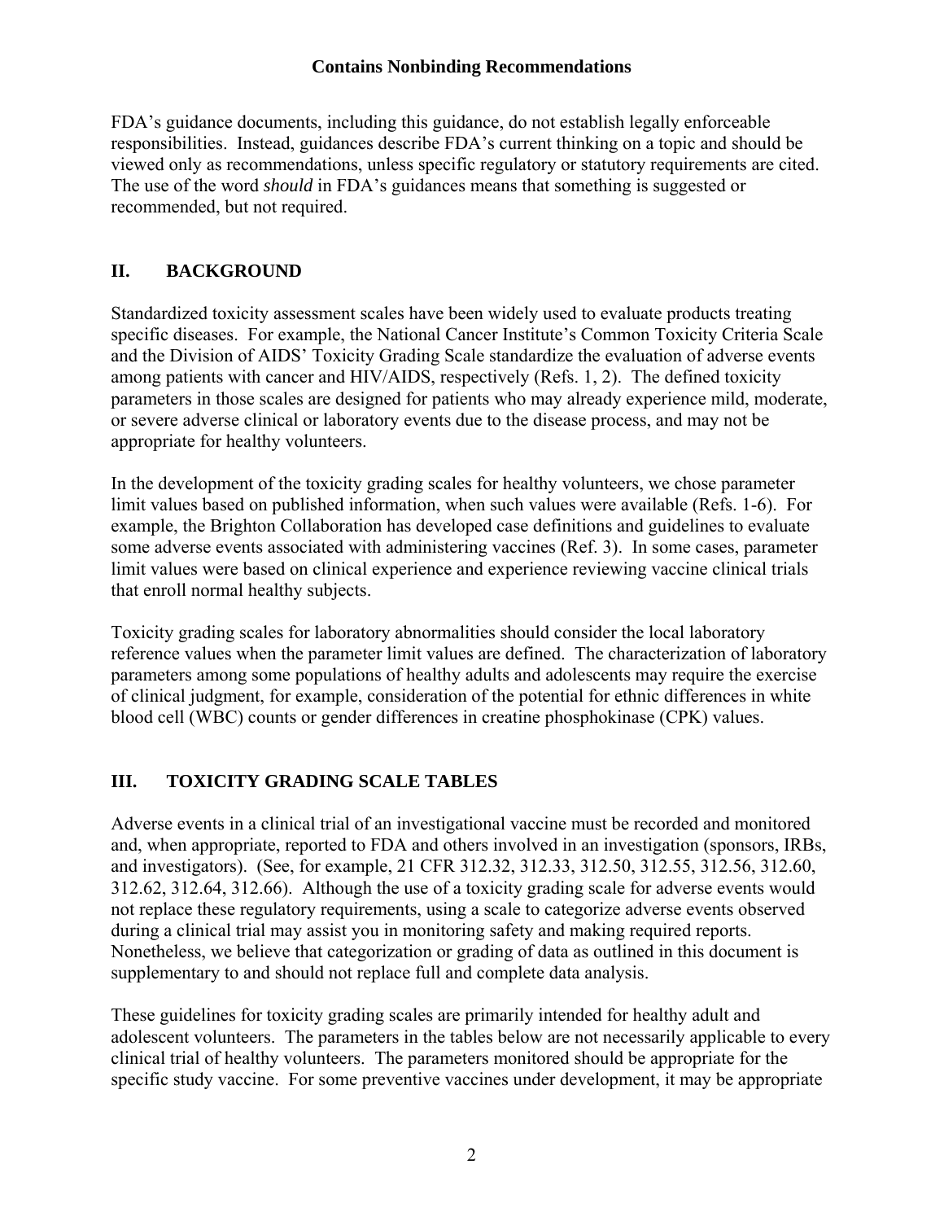FDA's guidance documents, including this guidance, do not establish legally enforceable responsibilities. Instead, guidances describe FDA's current thinking on a topic and should be viewed only as recommendations, unless specific regulatory or statutory requirements are cited. The use of the word *should* in FDA's guidances means that something is suggested or recommended, but not required.

## II. BACKGROUND

Standardized toxicity assessment scales have been widely used to evaluate products treating specific diseases. For example, the National Cancer Institute's Common Toxicity Criteria Scale and the Division of AIDS' Toxicity Grading Scale standardize the evaluation of adverse events among patients with cancer and HIV/AIDS, respectively (Refs. 1, 2). The defined toxicity parameters in those scales are designed for patients who may already experience mild, moderate, or severe adverse clinical or laboratory events due to the disease process, and may not be appropriate for healthy volunteers.

In the development of the toxicity grading scales for healthy volunteers, we chose parameter limit values based on published information, when such values were available (Refs. 1-6). For example, the Brighton Collaboration has developed case definitions and guidelines to evaluate some adverse events associated with administering vaccines (Ref. 3). In some cases, parameter limit values were based on clinical experience and experience reviewing vaccine clinical trials that enroll normal healthy subjects.

Toxicity grading scales for laboratory abnormalities should consider the local laboratory reference values when the parameter limit values are defined. The characterization of laboratory parameters among some populations of healthy adults and adolescents may require the exercise of clinical judgment, for example, consideration of the potential for ethnic differences in white blood cell (WBC) counts or gender differences in creatine phosphokinase (CPK) values.

## III. TOXICITY GRADING SCALE TABLES

Adverse events in a clinical trial of an investigational vaccine must be recorded and monitored and, when appropriate, reported to FDA and others involved in an investigation (sponsors, IRBs, and investigators). (See, for example, 21 CFR 312.32, 312.33, 312.50, 312.55, 312.56, 312.60, 312.62, 312.64, 312.66). Although the use of a toxicity grading scale for adverse events would not replace these regulatory requirements, using a scale to categorize adverse events observed during a clinical trial may assist you in monitoring safety and making required reports. Nonetheless, we believe that categorization or grading of data as outlined in this document is supplementary to and should not replace full and complete data analysis.

These guidelines for toxicity grading scales are primarily intended for healthy adult and adolescent volunteers. The parameters in the tables below are not necessarily applicable to every clinical trial of healthy volunteers. The parameters monitored should be appropriate for the specific study vaccine. For some preventive vaccines under development, it may be appropriate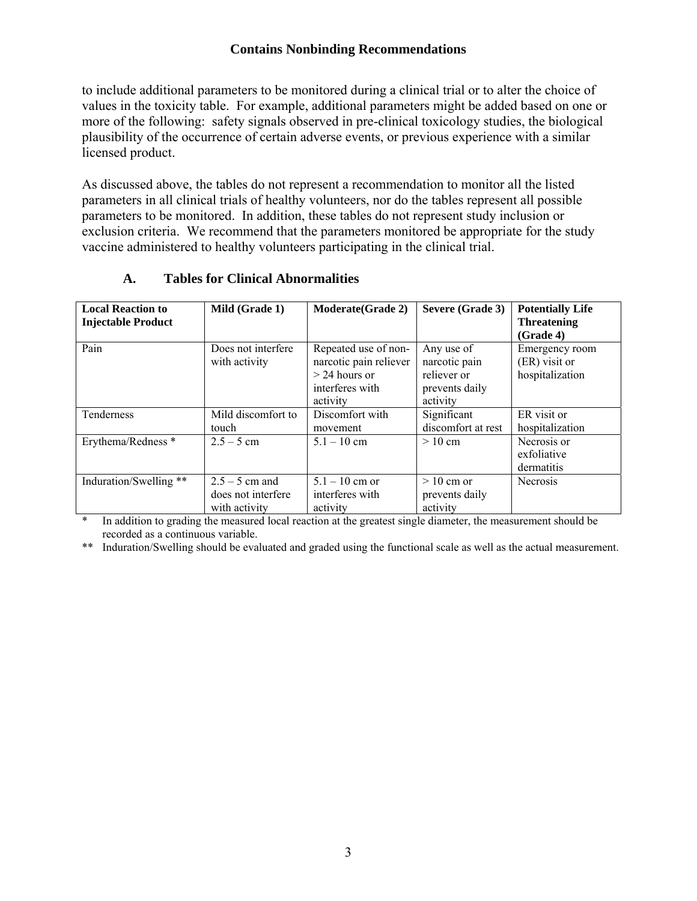to include additional parameters to be monitored during a clinical trial or to alter the choice of values in the toxicity table. For example, additional parameters might be added based on one or more of the following: safety signals observed in pre-clinical toxicology studies, the biological plausibility of the occurrence of certain adverse events, or previous experience with a similar licensed product.

As discussed above, the tables do not represent a recommendation to monitor all the listed parameters in all clinical trials of healthy volunteers, nor do the tables represent all possible parameters to be monitored. In addition, these tables do not represent study inclusion or exclusion criteria. We recommend that the parameters monitored be appropriate for the study vaccine administered to healthy volunteers participating in the clinical trial.

## A. Tables for Clinical Abnormalities

| **Local Reaction to Injectable Product** | **Mild (Grade 1)** | **Moderate(Grade 2)** | **Severe (Grade 3)** | **Potentially Life Threatening (Grade 4)** |
|---|---|---|---|---|
| Pain | Does not interfere with activity | Repeated use of non-narcotic pain reliever > 24 hours or interferes with activity | Any use of narcotic pain reliever or prevents daily activity | Emergency room (ER) visit or hospitalization |
| Tenderness | Mild discomfort to touch | Discomfort with movement | Significant discomfort at rest | ER visit or hospitalization |
| Erythema/Redness * | 2.5 – 5 cm | 5.1 – 10 cm | > 10 cm | Necrosis or exfoliative dermatitis |
| Induration/Swelling ** | 2.5 – 5 cm and does not interfere with activity | 5.1 – 10 cm or interferes with activity | > 10 cm or prevents daily activity | Necrosis |

\* In addition to grading the measured local reaction at the greatest single diameter, the measurement should be recorded as a continuous variable.

\** Induration/Swelling should be evaluated and graded using the functional scale as well as the actual measurement.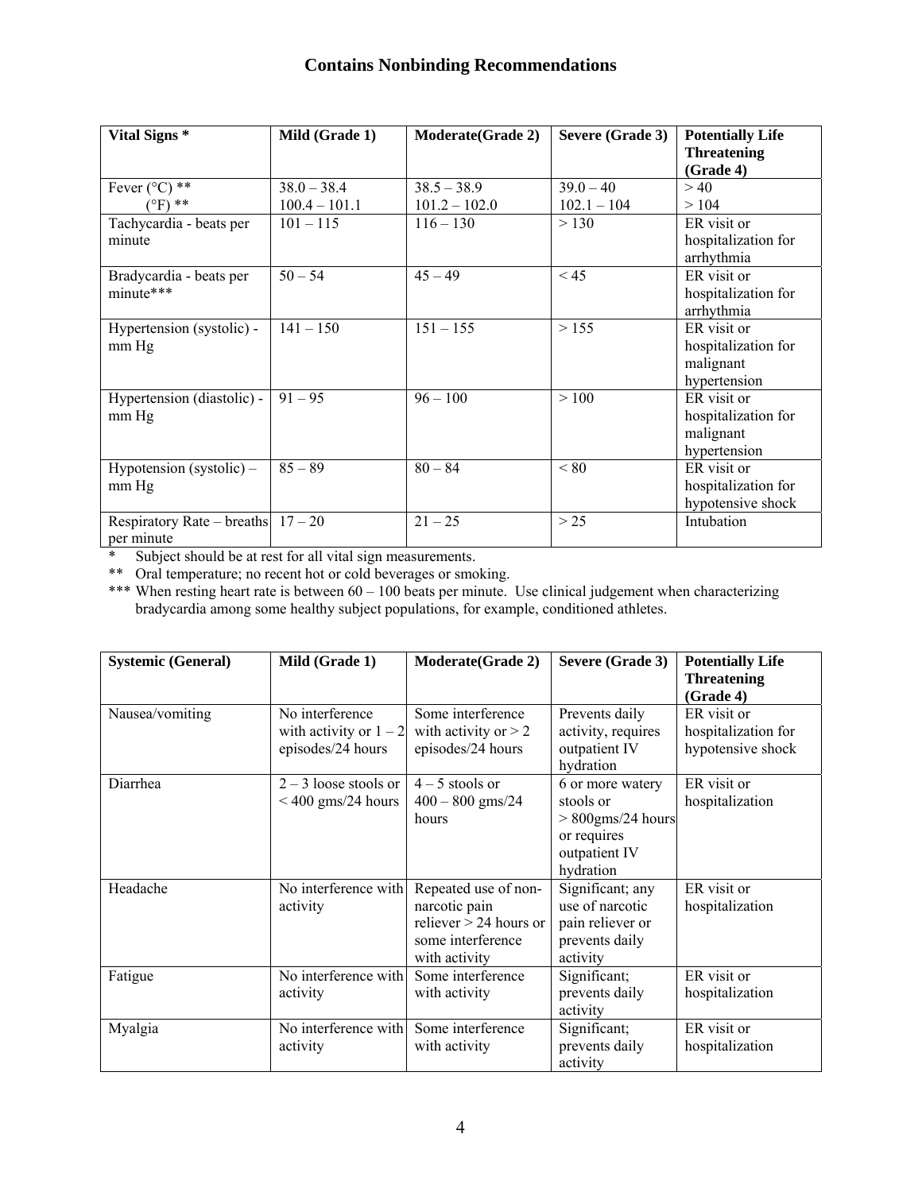**Contains Nonbinding Recommendations**

| Vital Signs * | Mild (Grade 1) | Moderate(Grade 2) | Severe (Grade 3) | Potentially Life Threatening (Grade 4) |
|---|---|---|---|---|
| Fever (°C) ** (°F) ** | 38.0 – 38.4 100.4 – 101.1 | 38.5 – 38.9 101.2 – 102.0 | 39.0 – 40 102.1 – 104 | > 40 > 104 |
| Tachycardia - beats per minute | 101 – 115 | 116 – 130 | > 130 | ER visit or hospitalization for arrhythmia |
| Bradycardia - beats per minute*** | 50 – 54 | 45 – 49 | < 45 | ER visit or hospitalization for arrhythmia |
| Hypertension (systolic) - mm Hg | 141 – 150 | 151 – 155 | > 155 | ER visit or hospitalization for malignant hypertension |
| Hypertension (diastolic) - mm Hg | 91 – 95 | 96 – 100 | > 100 | ER visit or hospitalization for malignant hypertension |
| Hypotension (systolic) – mm Hg | 85 – 89 | 80 – 84 | < 80 | ER visit or hospitalization for hypotensive shock |
| Respiratory Rate – breaths per minute | 17 – 20 | 21 – 25 | > 25 | Intubation |

\* Subject should be at rest for all vital sign measurements.

\** Oral temperature; no recent hot or cold beverages or smoking.

\*** When resting heart rate is between 60 – 100 beats per minute. Use clinical judgement when characterizing bradycardia among some healthy subject populations, for example, conditioned athletes.

| Systemic (General) | Mild (Grade 1) | Moderate(Grade 2) | Severe (Grade 3) | Potentially Life Threatening (Grade 4) |
|---|---|---|---|---|
| Nausea/vomiting | No interference with activity or 1 – 2 episodes/24 hours | Some interference with activity or > 2 episodes/24 hours | Prevents daily activity, requires outpatient IV hydration | ER visit or hospitalization for hypotensive shock |
| Diarrhea | 2 – 3 loose stools or < 400 gms/24 hours | 4 – 5 stools or 400 – 800 gms/24 hours | 6 or more watery stools or > 800gms/24 hours or requires outpatient IV hydration | ER visit or hospitalization |
| Headache | No interference with activity | Repeated use of non-narcotic pain reliever > 24 hours or some interference with activity | Significant; any use of narcotic pain reliever or prevents daily activity | ER visit or hospitalization |
| Fatigue | No interference with activity | Some interference with activity | Significant; prevents daily activity | ER visit or hospitalization |
| Myalgia | No interference with activity | Some interference with activity | Significant; prevents daily activity | ER visit or hospitalization |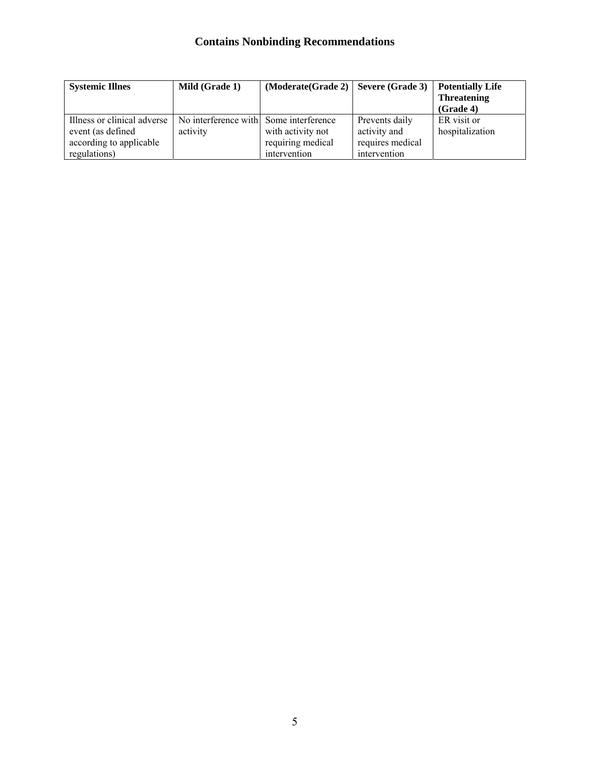**Contains Nonbinding Recommendations**

| **Systemic Illnes** | **Mild (Grade 1)** | **(Moderate(Grade 2)** | **Severe (Grade 3)** | **Potentially Life Threatening (Grade 4)** |
|---|---|---|---|---|
| Illness or clinical adverse event (as defined according to applicable regulations) | No interference with activity | Some interference with activity not requiring medical intervention | Prevents daily activity and requires medical intervention | ER visit or hospitalization |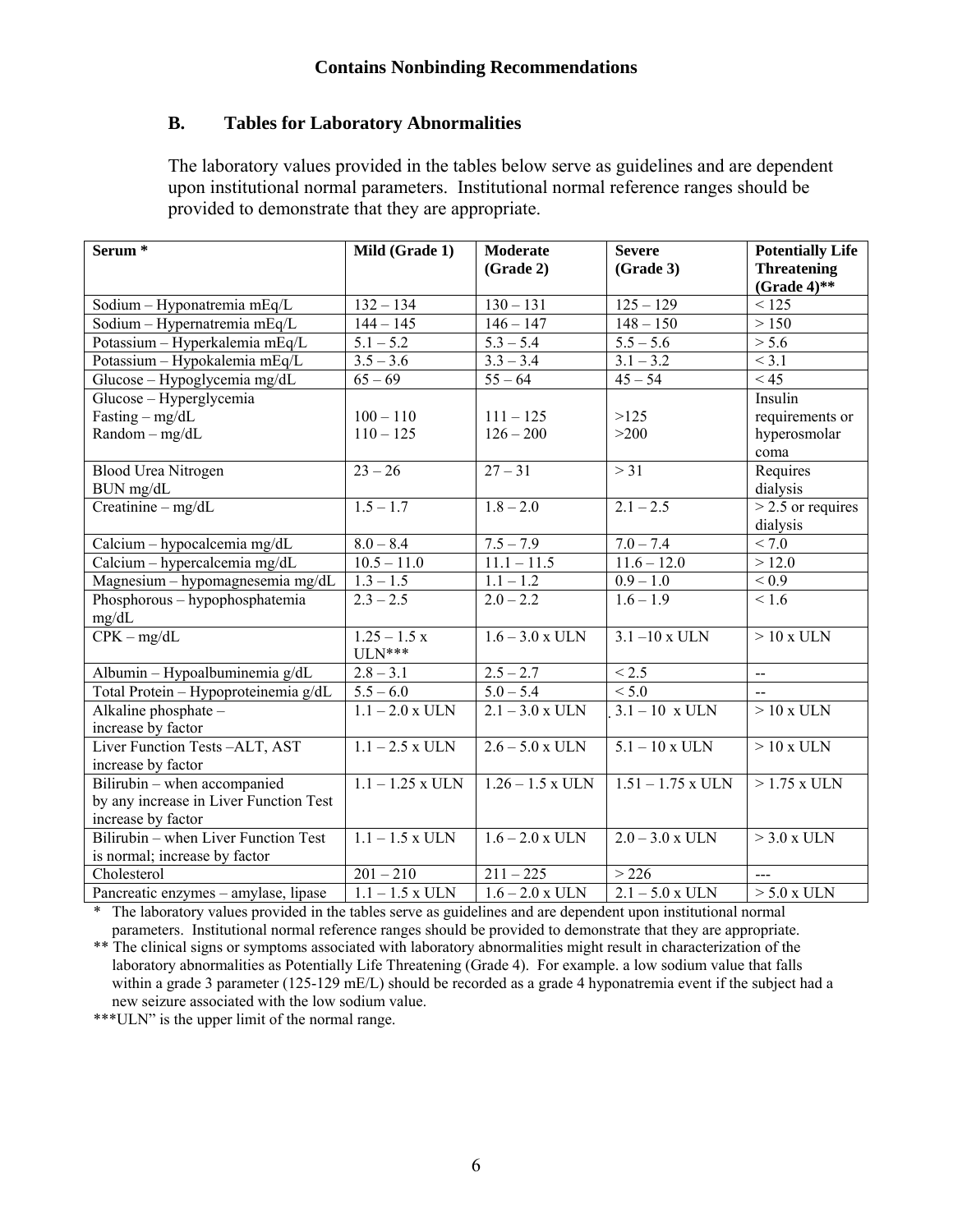**Contains Nonbinding Recommendations**

### B. Tables for Laboratory Abnormalities

The laboratory values provided in the tables below serve as guidelines and are dependent upon institutional normal parameters. Institutional normal reference ranges should be provided to demonstrate that they are appropriate.

| Serum * | Mild (Grade 1) | Moderate (Grade 2) | Severe (Grade 3) | Potentially Life Threatening (Grade 4)** |
|---|---|---|---|---|
| Sodium – Hyponatremia mEq/L | 132 – 134 | 130 – 131 | 125 – 129 | < 125 |
| Sodium – Hypernatremia mEq/L | 144 – 145 | 146 – 147 | 148 – 150 | > 150 |
| Potassium – Hyperkalemia mEq/L | 5.1 – 5.2 | 5.3 – 5.4 | 5.5 – 5.6 | > 5.6 |
| Potassium – Hypokalemia mEq/L | 3.5 – 3.6 | 3.3 – 3.4 | 3.1 – 3.2 | < 3.1 |
| Glucose – Hypoglycemia mg/dL | 65 – 69 | 55 – 64 | 45 – 54 | < 45 |
| Glucose – Hyperglycemia<br>Fasting – mg/dL<br>Random – mg/dL | <br>100 – 110<br>110 – 125 | <br>111 – 125<br>126 – 200 | <br>>125<br>>200 | Insulin requirements or hyperosmolar coma |
| Blood Urea Nitrogen BUN mg/dL | 23 – 26 | 27 – 31 | > 31 | Requires dialysis |
| Creatinine – mg/dL | 1.5 – 1.7 | 1.8 – 2.0 | 2.1 – 2.5 | > 2.5 or requires dialysis |
| Calcium – hypocalcemia mg/dL | 8.0 – 8.4 | 7.5 – 7.9 | 7.0 – 7.4 | < 7.0 |
| Calcium – hypercalcemia mg/dL | 10.5 – 11.0 | 11.1 – 11.5 | 11.6 – 12.0 | > 12.0 |
| Magnesium – hypomagnesemia mg/dL | 1.3 – 1.5 | 1.1 – 1.2 | 0.9 – 1.0 | < 0.9 |
| Phosphorous – hypophosphatemia mg/dL | 2.3 – 2.5 | 2.0 – 2.2 | 1.6 – 1.9 | < 1.6 |
| CPK – mg/dL | 1.25 – 1.5 x ULN*** | 1.6 – 3.0 x ULN | 3.1 –10 x ULN | > 10 x ULN |
| Albumin – Hypoalbuminemia g/dL | 2.8 – 3.1 | 2.5 – 2.7 | < 2.5 | -- |
| Total Protein – Hypoproteinemia g/dL | 5.5 – 6.0 | 5.0 – 5.4 | < 5.0 | -- |
| Alkaline phosphate – increase by factor | 1.1 – 2.0 x ULN | 2.1 – 3.0 x ULN | 3.1 – 10 x ULN | > 10 x ULN |
| Liver Function Tests –ALT, AST increase by factor | 1.1 – 2.5 x ULN | 2.6 – 5.0 x ULN | 5.1 – 10 x ULN | > 10 x ULN |
| Bilirubin – when accompanied by any increase in Liver Function Test increase by factor | 1.1 – 1.25 x ULN | 1.26 – 1.5 x ULN | 1.51 – 1.75 x ULN | > 1.75 x ULN |
| Bilirubin – when Liver Function Test is normal; increase by factor | 1.1 – 1.5 x ULN | 1.6 – 2.0 x ULN | 2.0 – 3.0 x ULN | > 3.0 x ULN |
| Cholesterol | 201 – 210 | 211 – 225 | > 226 | --- |
| Pancreatic enzymes – amylase, lipase | 1.1 – 1.5 x ULN | 1.6 – 2.0 x ULN | 2.1 – 5.0 x ULN | > 5.0 x ULN |

\* The laboratory values provided in the tables serve as guidelines and are dependent upon institutional normal parameters. Institutional normal reference ranges should be provided to demonstrate that they are appropriate.

** The clinical signs or symptoms associated with laboratory abnormalities might result in characterization of the laboratory abnormalities as Potentially Life Threatening (Grade 4). For example. a low sodium value that falls within a grade 3 parameter (125-129 mE/L) should be recorded as a grade 4 hyponatremia event if the subject had a new seizure associated with the low sodium value.

***ULN" is the upper limit of the normal range.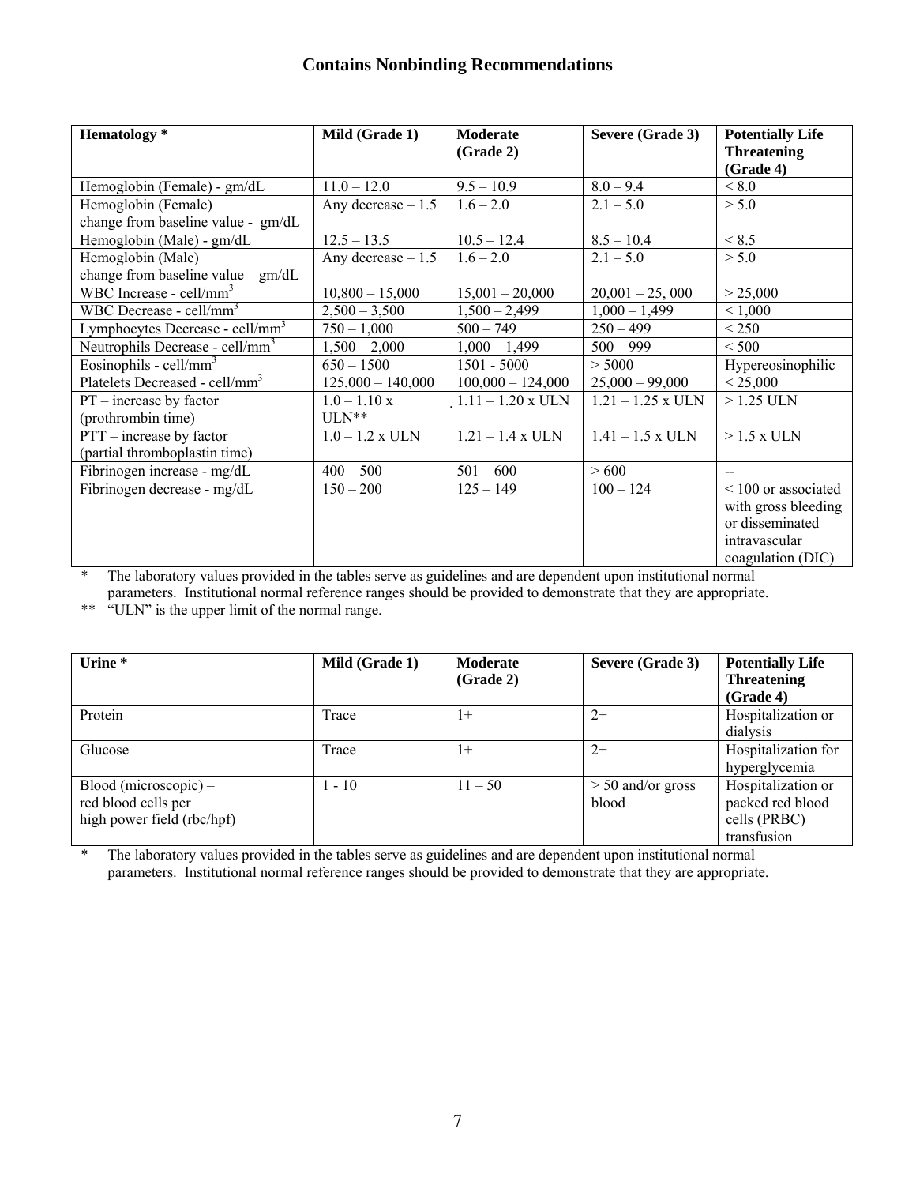**Contains Nonbinding Recommendations**

| Hematology * | Mild (Grade 1) | Moderate (Grade 2) | Severe (Grade 3) | Potentially Life Threatening (Grade 4) |
|---|---|---|---|---|
| Hemoglobin (Female) - gm/dL | 11.0 – 12.0 | 9.5 – 10.9 | 8.0 – 9.4 | < 8.0 |
| Hemoglobin (Female) change from baseline value - gm/dL | Any decrease – 1.5 | 1.6 – 2.0 | 2.1 – 5.0 | > 5.0 |
| Hemoglobin (Male) - gm/dL | 12.5 – 13.5 | 10.5 – 12.4 | 8.5 – 10.4 | < 8.5 |
| Hemoglobin (Male) change from baseline value – gm/dL | Any decrease – 1.5 | 1.6 – 2.0 | 2.1 – 5.0 | > 5.0 |
| WBC Increase - cell/$mm^3$ | 10,800 – 15,000 | 15,001 – 20,000 | 20,001 – 25, 000 | > 25,000 |
| WBC Decrease - cell/$mm^3$ | 2,500 – 3,500 | 1,500 – 2,499 | 1,000 – 1,499 | < 1,000 |
| Lymphocytes Decrease - cell/$mm^3$ | 750 – 1,000 | 500 – 749 | 250 – 499 | < 250 |
| Neutrophils Decrease - cell/$mm^3$ | 1,500 – 2,000 | 1,000 – 1,499 | 500 – 999 | < 500 |
| Eosinophils - cell/$mm^3$ | 650 – 1500 | 1501 - 5000 | > 5000 | Hypereosinophilic |
| Platelets Decreased - cell/$mm^3$ | 125,000 – 140,000 | 100,000 – 124,000 | 25,000 – 99,000 | < 25,000 |
| PT – increase by factor (prothrombin time) | 1.0 – 1.10 x ULN** | 1.11 – 1.20 x ULN | 1.21 – 1.25 x ULN | > 1.25 ULN |
| PTT – increase by factor (partial thromboplastin time) | 1.0 – 1.2 x ULN | 1.21 – 1.4 x ULN | 1.41 – 1.5 x ULN | > 1.5 x ULN |
| Fibrinogen increase - mg/dL | 400 – 500 | 501 – 600 | > 600 | -- |
| Fibrinogen decrease - mg/dL | 150 – 200 | 125 – 149 | 100 – 124 | < 100 or associated with gross bleeding or disseminated intravascular coagulation (DIC) |

\* The laboratory values provided in the tables serve as guidelines and are dependent upon institutional normal parameters. Institutional normal reference ranges should be provided to demonstrate that they are appropriate.

\*\* "ULN" is the upper limit of the normal range.

| Urine * | Mild (Grade 1) | Moderate (Grade 2) | Severe (Grade 3) | Potentially Life Threatening (Grade 4) |
|---|---|---|---|---|
| Protein | Trace | 1+ | 2+ | Hospitalization or dialysis |
| Glucose | Trace | 1+ | 2+ | Hospitalization for hyperglycemia |
| Blood (microscopic) – red blood cells per high power field (rbc/hpf) | 1 - 10 | 11 – 50 | > 50 and/or gross blood | Hospitalization or packed red blood cells (PRBC) transfusion |

\* The laboratory values provided in the tables serve as guidelines and are dependent upon institutional normal parameters. Institutional normal reference ranges should be provided to demonstrate that they are appropriate.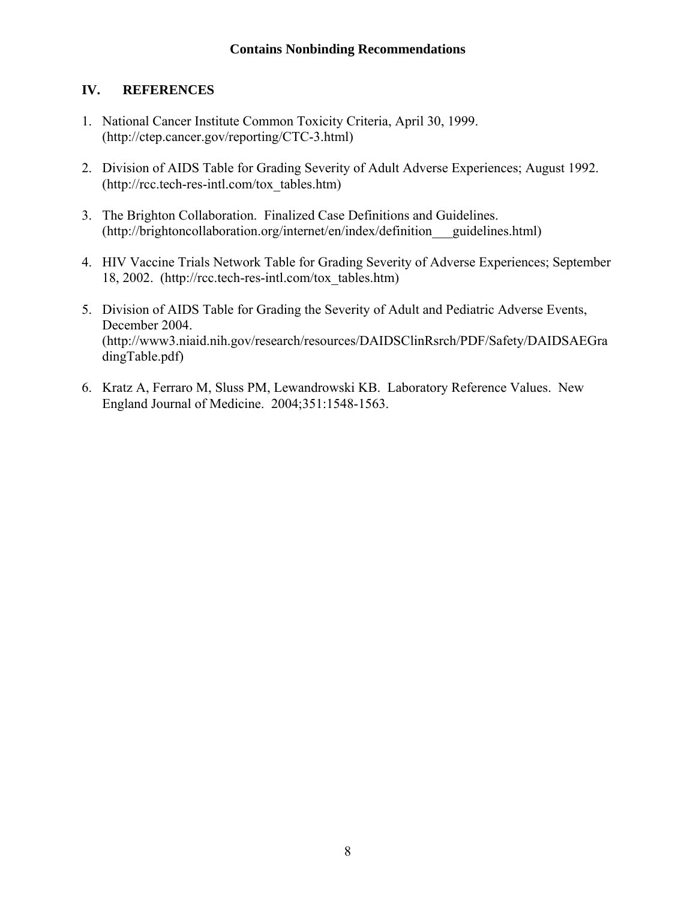## IV. REFERENCES

1. National Cancer Institute Common Toxicity Criteria, April 30, 1999. (http://ctep.cancer.gov/reporting/CTC-3.html)

2. Division of AIDS Table for Grading Severity of Adult Adverse Experiences; August 1992. (http://rcc.tech-res-intl.com/tox_tables.htm)

3. The Brighton Collaboration. Finalized Case Definitions and Guidelines. (http://brightoncollaboration.org/internet/en/index/definition___guidelines.html)

4. HIV Vaccine Trials Network Table for Grading Severity of Adverse Experiences; September 18, 2002. (http://rcc.tech-res-intl.com/tox_tables.htm)

5. Division of AIDS Table for Grading the Severity of Adult and Pediatric Adverse Events, December 2004. (http://www3.niaid.nih.gov/research/resources/DAIDSClinRsrch/PDF/Safety/DAIDSAEGradingTable.pdf)

6. Kratz A, Ferraro M, Sluss PM, Lewandrowski KB. Laboratory Reference Values. New England Journal of Medicine. 2004;351:1548-1563.